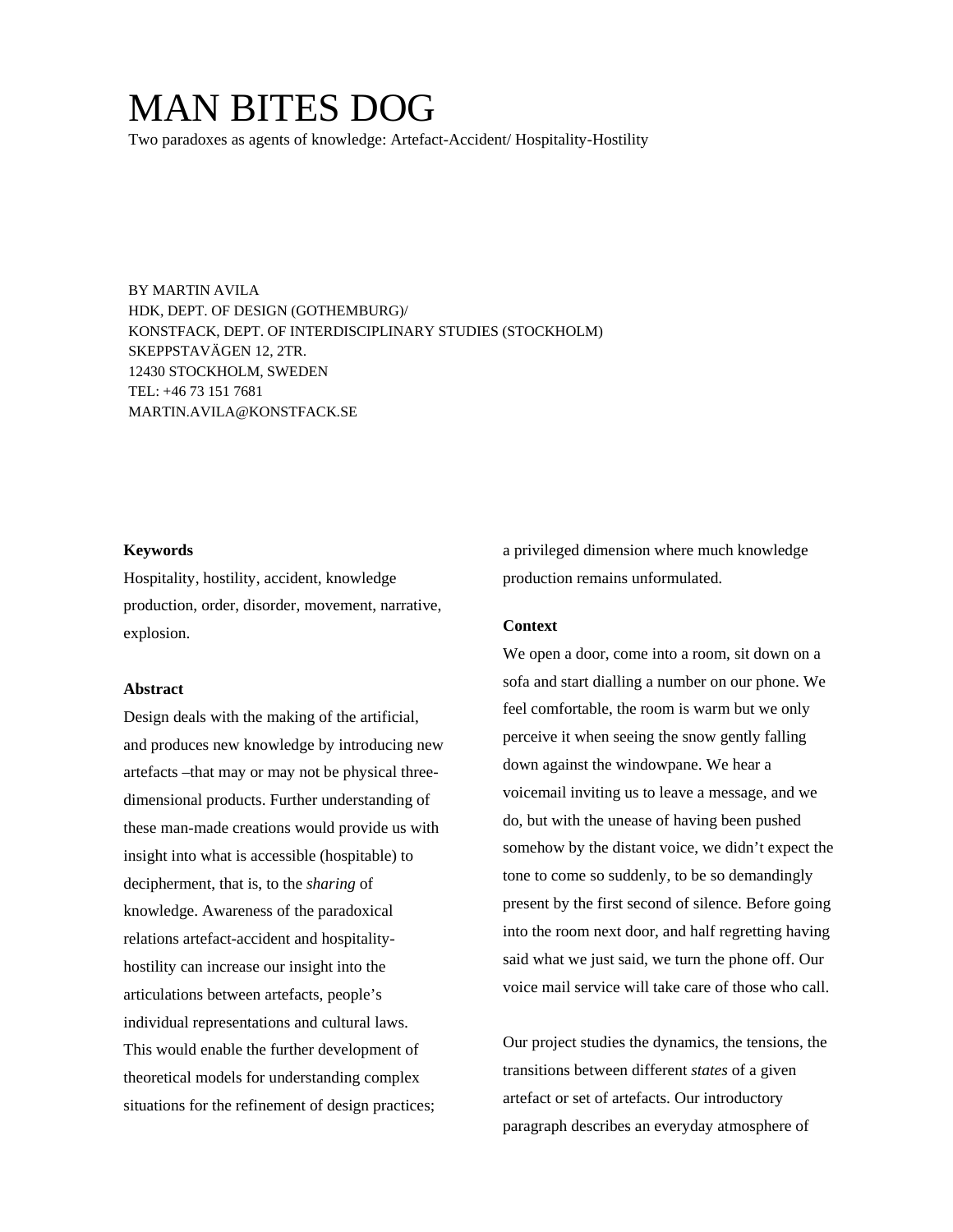# MAN BITES DOG

Two paradoxes as agents of knowledge: Artefact-Accident/ Hospitality-Hostility

BY MARTIN AVILA
HDK, DEPT. OF DESIGN (GOTHEMBURG)/
KONSTFACK, DEPT. OF INTERDISCIPLINARY STUDIES (STOCKHOLM)
SKEPPSTAVÄGEN 12, 2TR.
12430 STOCKHOLM, SWEDEN
TEL: +46 73 151 7681
MARTIN.AVILA@KONSTFACK.SE

**Keywords**

Hospitality, hostility, accident, knowledge production, order, disorder, movement, narrative, explosion.

**Abstract**

Design deals with the making of the artificial, and produces new knowledge by introducing new artefacts –that may or may not be physical three-dimensional products. Further understanding of these man-made creations would provide us with insight into what is accessible (hospitable) to decipherment, that is, to the *sharing* of knowledge. Awareness of the paradoxical relations artefact-accident and hospitality-hostility can increase our insight into the articulations between artefacts, people's individual representations and cultural laws. This would enable the further development of theoretical models for understanding complex situations for the refinement of design practices; a privileged dimension where much knowledge production remains unformulated.

**Context**

We open a door, come into a room, sit down on a sofa and start dialling a number on our phone. We feel comfortable, the room is warm but we only perceive it when seeing the snow gently falling down against the windowpane. We hear a voicemail inviting us to leave a message, and we do, but with the unease of having been pushed somehow by the distant voice, we didn't expect the tone to come so suddenly, to be so demandingly present by the first second of silence. Before going into the room next door, and half regretting having said what we just said, we turn the phone off. Our voice mail service will take care of those who call.

Our project studies the dynamics, the tensions, the transitions between different *states* of a given artefact or set of artefacts. Our introductory paragraph describes an everyday atmosphere of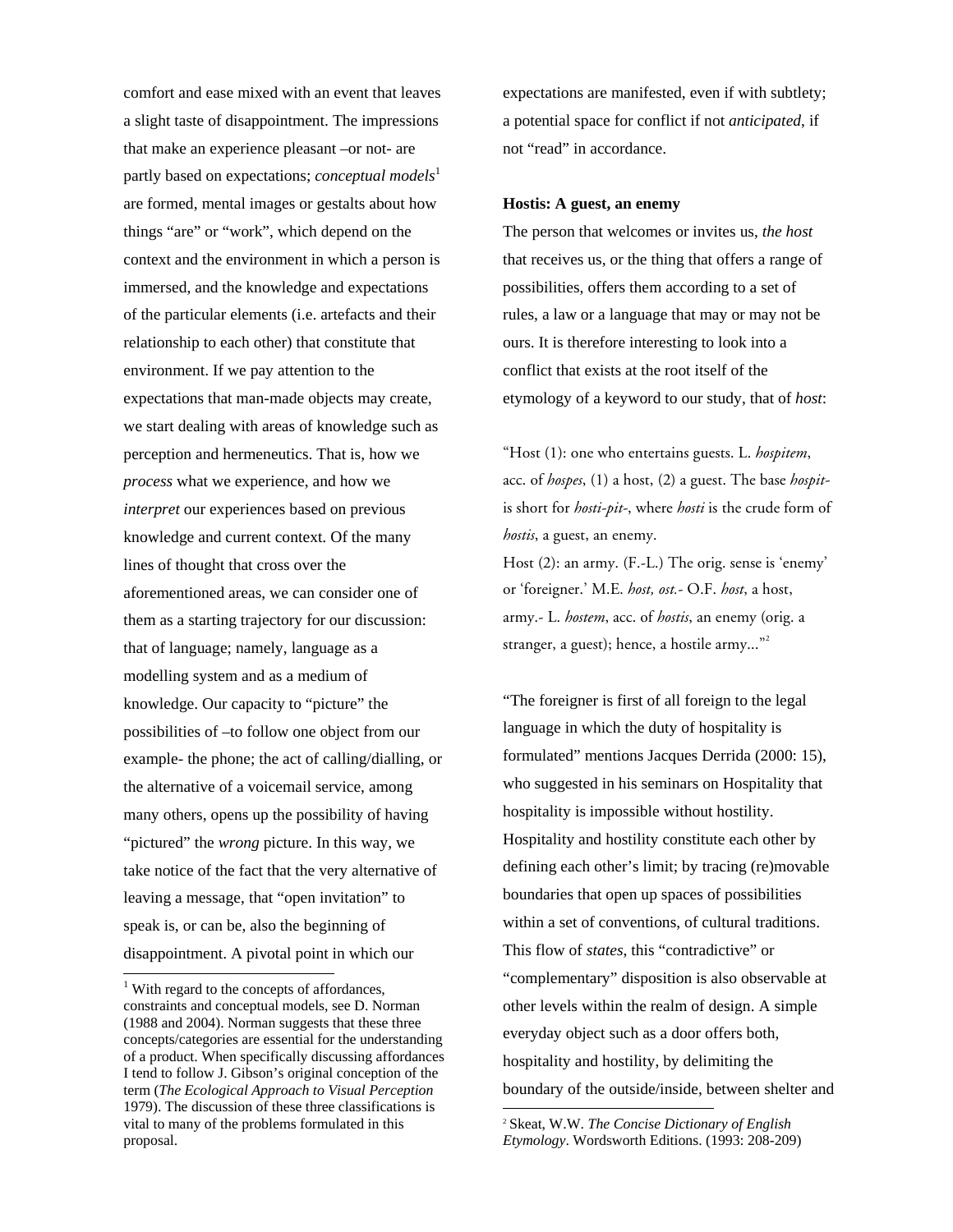comfort and ease mixed with an event that leaves a slight taste of disappointment. The impressions that make an experience pleasant –or not- are partly based on expectations; *conceptual models*[1] are formed, mental images or gestalts about how things "are" or "work", which depend on the context and the environment in which a person is immersed, and the knowledge and expectations of the particular elements (i.e. artefacts and their relationship to each other) that constitute that environment. If we pay attention to the expectations that man-made objects may create, we start dealing with areas of knowledge such as perception and hermeneutics. That is, how we *process* what we experience, and how we *interpret* our experiences based on previous knowledge and current context. Of the many lines of thought that cross over the aforementioned areas, we can consider one of them as a starting trajectory for our discussion: that of language; namely, language as a modelling system and as a medium of knowledge. Our capacity to "picture" the possibilities of –to follow one object from our example- the phone; the act of calling/dialling, or the alternative of a voicemail service, among many others, opens up the possibility of having "pictured" the *wrong* picture. In this way, we take notice of the fact that the very alternative of leaving a message, that "open invitation" to speak is, or can be, also the beginning of disappointment. A pivotal point in which our expectations are manifested, even if with subtlety; a potential space for conflict if not *anticipated*, if not "read" in accordance.

**Hostis: A guest, an enemy**

The person that welcomes or invites us, *the host* that receives us, or the thing that offers a range of possibilities, offers them according to a set of rules, a law or a language that may or may not be ours. It is therefore interesting to look into a conflict that exists at the root itself of the etymology of a keyword to our study, that of *host*:

"Host (1): one who entertains guests. L. *hospitem*, acc. of *hospes*, (1) a host, (2) a guest. The base *hospit-* is short for *hosti-pit-*, where *hosti* is the crude form of *hostis*, a guest, an enemy.
Host (2): an army. (F.-L.) The orig. sense is 'enemy' or 'foreigner.' M.E. *host, ost.*- O.F. *host*, a host, army.- L. *hostem*, acc. of *hostis*, an enemy (orig. a stranger, a guest); hence, a hostile army..."[2]

"The foreigner is first of all foreign to the legal language in which the duty of hospitality is formulated" mentions Jacques Derrida (2000: 15), who suggested in his seminars on Hospitality that hospitality is impossible without hostility. Hospitality and hostility constitute each other by defining each other's limit; by tracing (re)movable boundaries that open up spaces of possibilities within a set of conventions, of cultural traditions. This flow of *states*, this "contradictive" or "complementary" disposition is also observable at other levels within the realm of design. A simple everyday object such as a door offers both, hospitality and hostility, by delimiting the boundary of the outside/inside, between shelter and

---

[1] With regard to the concepts of affordances, constraints and conceptual models, see D. Norman (1988 and 2004). Norman suggests that these three concepts/categories are essential for the understanding of a product. When specifically discussing affordances I tend to follow J. Gibson's original conception of the term (*The Ecological Approach to Visual Perception* 1979). The discussion of these three classifications is vital to many of the problems formulated in this proposal.

[2] Skeat, W.W. *The Concise Dictionary of English Etymology*. Wordsworth Editions. (1993: 208-209)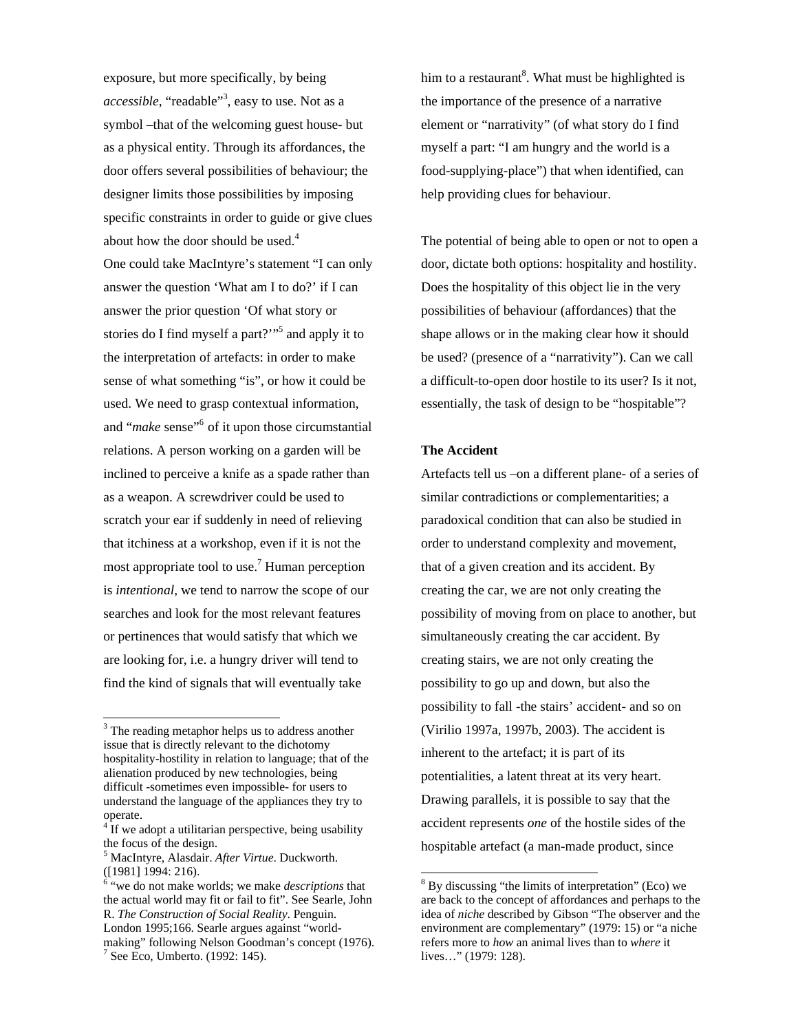exposure, but more specifically, by being *accessible*, "readable"[3], easy to use. Not as a symbol –that of the welcoming guest house- but as a physical entity. Through its affordances, the door offers several possibilities of behaviour; the designer limits those possibilities by imposing specific constraints in order to guide or give clues about how the door should be used.[4]

One could take MacIntyre's statement "I can only answer the question 'What am I to do?' if I can answer the prior question 'Of what story or stories do I find myself a part?'"[5] and apply it to the interpretation of artefacts: in order to make sense of what something "is", or how it could be used. We need to grasp contextual information, and "*make* sense"[6] of it upon those circumstantial relations. A person working on a garden will be inclined to perceive a knife as a spade rather than as a weapon. A screwdriver could be used to scratch your ear if suddenly in need of relieving that itchiness at a workshop, even if it is not the most appropriate tool to use.[7] Human perception is *intentional*, we tend to narrow the scope of our searches and look for the most relevant features or pertinences that would satisfy that which we are looking for, i.e. a hungry driver will tend to find the kind of signals that will eventually take him to a restaurant[8]. What must be highlighted is the importance of the presence of a narrative element or "narrativity" (of what story do I find myself a part: "I am hungry and the world is a food-supplying-place") that when identified, can help providing clues for behaviour.

The potential of being able to open or not to open a door, dictate both options: hospitality and hostility. Does the hospitality of this object lie in the very possibilities of behaviour (affordances) that the shape allows or in the making clear how it should be used? (presence of a "narrativity"). Can we call a difficult-to-open door hostile to its user? Is it not, essentially, the task of design to be "hospitable"?

**The Accident**

Artefacts tell us –on a different plane- of a series of similar contradictions or complementarities; a paradoxical condition that can also be studied in order to understand complexity and movement, that of a given creation and its accident. By creating the car, we are not only creating the possibility of moving from on place to another, but simultaneously creating the car accident. By creating stairs, we are not only creating the possibility to go up and down, but also the possibility to fall -the stairs' accident- and so on (Virilio 1997a, 1997b, 2003). The accident is inherent to the artefact; it is part of its potentialities, a latent threat at its very heart. Drawing parallels, it is possible to say that the accident represents *one* of the hostile sides of the hospitable artefact (a man-made product, since

---

[3] The reading metaphor helps us to address another issue that is directly relevant to the dichotomy hospitality-hostility in relation to language; that of the alienation produced by new technologies, being difficult -sometimes even impossible- for users to understand the language of the appliances they try to operate.

[4] If we adopt a utilitarian perspective, being usability the focus of the design.

[5] MacIntyre, Alasdair. *After Virtue*. Duckworth. ([1981] 1994: 216).

[6] "we do not make worlds; we make *descriptions* that the actual world may fit or fail to fit". See Searle, John R. *The Construction of Social Reality*. Penguin. London 1995;166. Searle argues against "world-making" following Nelson Goodman's concept (1976).

[7] See Eco, Umberto. (1992: 145).

[8] By discussing "the limits of interpretation" (Eco) we are back to the concept of affordances and perhaps to the idea of *niche* described by Gibson "The observer and the environment are complementary" (1979: 15) or "a niche refers more to *how* an animal lives than to *where* it lives…" (1979: 128).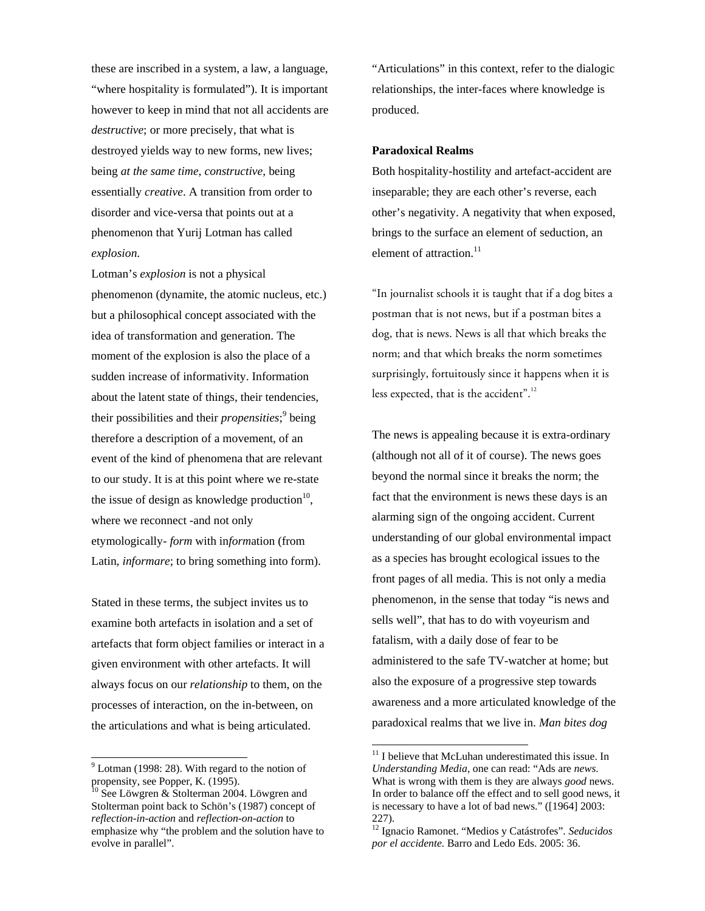these are inscribed in a system, a law, a language, "where hospitality is formulated"). It is important however to keep in mind that not all accidents are *destructive*; or more precisely, that what is destroyed yields way to new forms, new lives; being *at the same time, constructive,* being essentially *creative*. A transition from order to disorder and vice-versa that points out at a phenomenon that Yurij Lotman has called *explosion*.

Lotman's *explosion* is not a physical phenomenon (dynamite, the atomic nucleus, etc.) but a philosophical concept associated with the idea of transformation and generation. The moment of the explosion is also the place of a sudden increase of informativity. Information about the latent state of things, their tendencies, their possibilities and their *propensities*;[9] being therefore a description of a movement, of an event of the kind of phenomena that are relevant to our study. It is at this point where we re-state the issue of design as knowledge production[10], where we reconnect -and not only etymologically- *form* with in*form*ation (from Latin, *informare*; to bring something into form).

Stated in these terms, the subject invites us to examine both artefacts in isolation and a set of artefacts that form object families or interact in a given environment with other artefacts. It will always focus on our *relationship* to them, on the processes of interaction, on the in-between, on the articulations and what is being articulated. "Articulations" in this context, refer to the dialogic relationships, the inter-faces where knowledge is produced.

### Paradoxical Realms

Both hospitality-hostility and artefact-accident are inseparable; they are each other's reverse, each other's negativity. A negativity that when exposed, brings to the surface an element of seduction, an element of attraction.[11]

"In journalist schools it is taught that if a dog bites a postman that is not news, but if a postman bites a dog, that is news. News is all that which breaks the norm; and that which breaks the norm sometimes surprisingly, fortuitously since it happens when it is less expected, that is the accident".[12]

The news is appealing because it is extra-ordinary (although not all of it of course). The news goes beyond the normal since it breaks the norm; the fact that the environment is news these days is an alarming sign of the ongoing accident. Current understanding of our global environmental impact as a species has brought ecological issues to the front pages of all media. This is not only a media phenomenon, in the sense that today "is news and sells well", that has to do with voyeurism and fatalism, with a daily dose of fear to be administered to the safe TV-watcher at home; but also the exposure of a progressive step towards awareness and a more articulated knowledge of the paradoxical realms that we live in. *Man bites dog*

---

[9] Lotman (1998: 28). With regard to the notion of propensity, see Popper, K. (1995).

[10] See Löwgren & Stolterman 2004. Löwgren and Stolterman point back to Schön's (1987) concept of *reflection-in-action* and *reflection-on-action* to emphasize why "the problem and the solution have to evolve in parallel".

[11] I believe that McLuhan underestimated this issue. In *Understanding Media*, one can read: "Ads are *news*. What is wrong with them is they are always *good* news. In order to balance off the effect and to sell good news, it is necessary to have a lot of bad news." ([1964] 2003: 227).

[12] Ignacio Ramonet. "Medios y Catástrofes". *Seducidos por el accidente*. Barro and Ledo Eds. 2005: 36.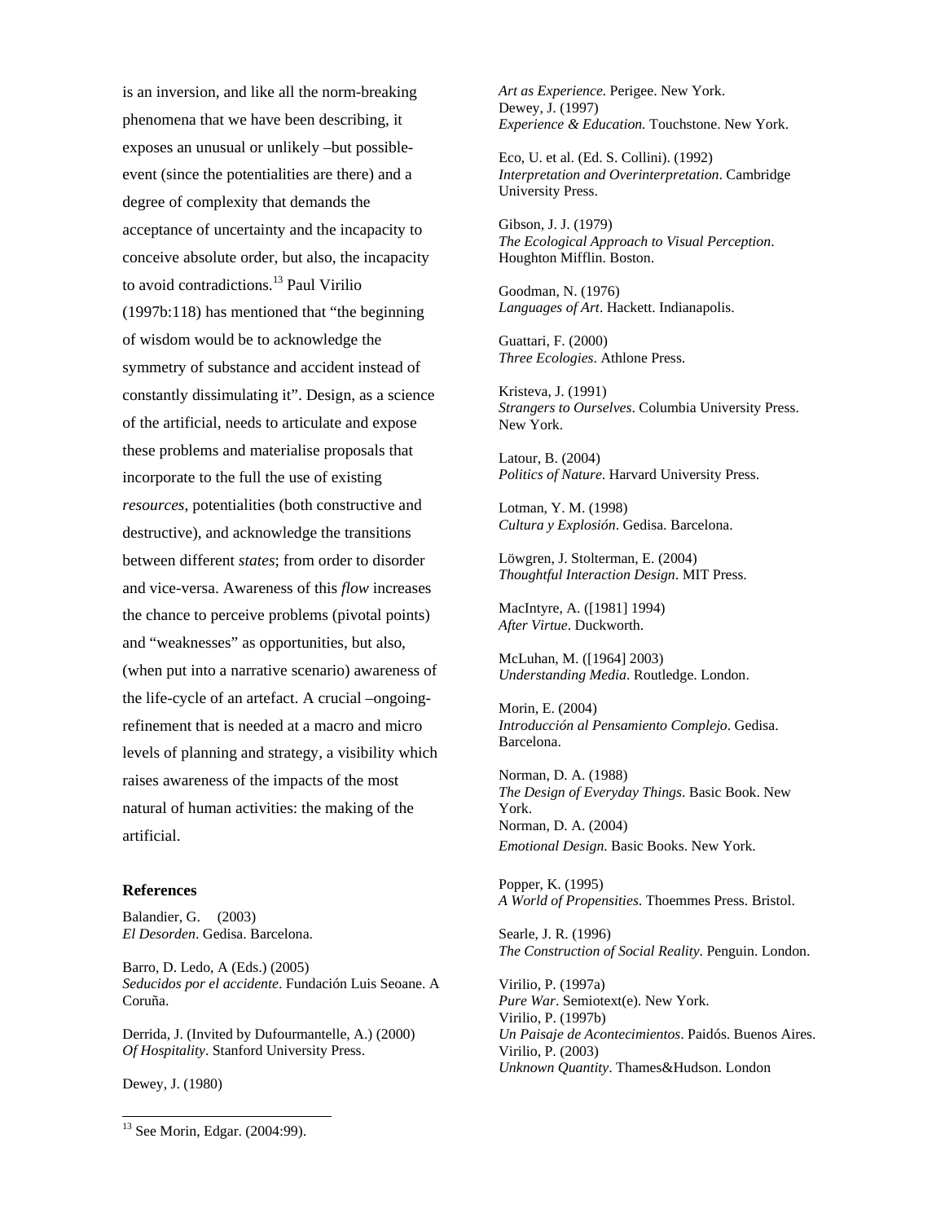is an inversion, and like all the norm-breaking phenomena that we have been describing, it exposes an unusual or unlikely –but possible- event (since the potentialities are there) and a degree of complexity that demands the acceptance of uncertainty and the incapacity to conceive absolute order, but also, the incapacity to avoid contradictions.[13] Paul Virilio (1997b:118) has mentioned that "the beginning of wisdom would be to acknowledge the symmetry of substance and accident instead of constantly dissimulating it". Design, as a science of the artificial, needs to articulate and expose these problems and materialise proposals that incorporate to the full the use of existing *resources*, potentialities (both constructive and destructive), and acknowledge the transitions between different *states*; from order to disorder and vice-versa. Awareness of this *flow* increases the chance to perceive problems (pivotal points) and "weaknesses" as opportunities, but also, (when put into a narrative scenario) awareness of the life-cycle of an artefact. A crucial –ongoing- refinement that is needed at a macro and micro levels of planning and strategy, a visibility which raises awareness of the impacts of the most natural of human activities: the making of the artificial.

## References

Balandier, G. (2003)
*El Desorden*. Gedisa. Barcelona.

Barro, D. Ledo, A (Eds.) (2005)
*Seducidos por el accidente*. Fundación Luis Seoane. A Coruña.

Derrida, J. (Invited by Dufourmantelle, A.) (2000)
*Of Hospitality*. Stanford University Press.

Dewey, J. (1980)
*Art as Experience*. Perigee. New York.
Dewey, J. (1997)
*Experience & Education.* Touchstone. New York.

Eco, U. et al. (Ed. S. Collini). (1992)
*Interpretation and Overinterpretation*. Cambridge University Press.

Gibson, J. J. (1979)
*The Ecological Approach to Visual Perception*. Houghton Mifflin. Boston.

Goodman, N. (1976)
*Languages of Art*. Hackett. Indianapolis.

Guattari, F. (2000)
*Three Ecologies*. Athlone Press.

Kristeva, J. (1991)
*Strangers to Ourselves*. Columbia University Press. New York.

Latour, B. (2004)
*Politics of Nature*. Harvard University Press.

Lotman, Y. M. (1998)
*Cultura y Explosión*. Gedisa. Barcelona.

Löwgren, J. Stolterman, E. (2004)
*Thoughtful Interaction Design*. MIT Press.

MacIntyre, A. ([1981] 1994)
*After Virtue*. Duckworth.

McLuhan, M. ([1964] 2003)
*Understanding Media*. Routledge. London.

Morin, E. (2004)
*Introducción al Pensamiento Complejo*. Gedisa. Barcelona.

Norman, D. A. (1988)
*The Design of Everyday Things*. Basic Book. New York.
Norman, D. A. (2004)
*Emotional Design.* Basic Books. New York.

Popper, K. (1995)
*A World of Propensities*. Thoemmes Press. Bristol.

Searle, J. R. (1996)
*The Construction of Social Reality*. Penguin. London.

Virilio, P. (1997a)
*Pure War*. Semiotext(e). New York.
Virilio, P. (1997b)
*Un Paisaje de Acontecimientos*. Paidós. Buenos Aires.
Virilio, P. (2003)
*Unknown Quantity*. Thames&Hudson. London

[13] See Morin, Edgar. (2004:99).